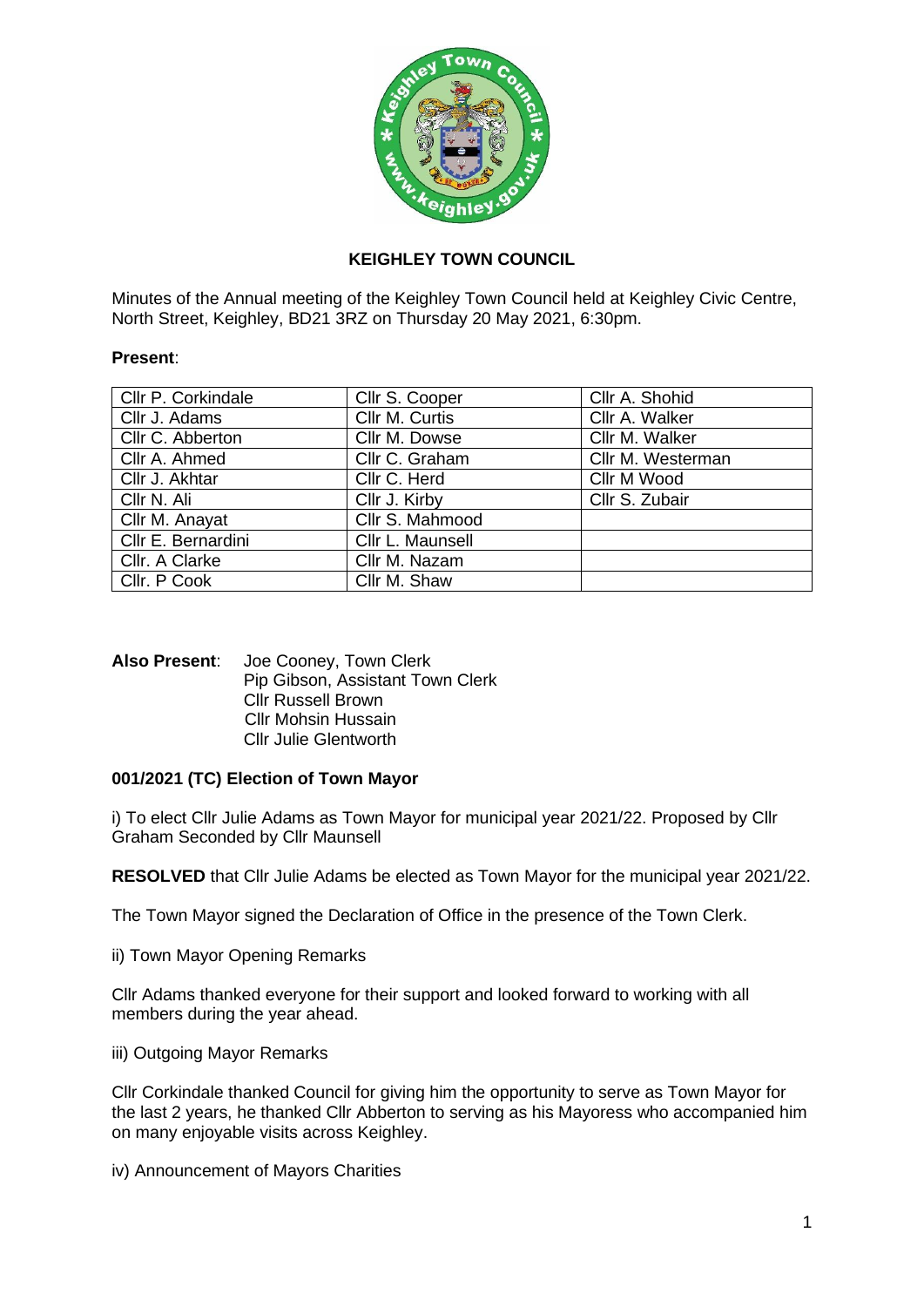# KEIGHLEY TOWN COUNCIL

Minutes of the Annual meeting of the Keighley Town Council held at Keighley Civic Centre, North Street, Keighley, BD21 3RZ on Thursday 20 May 2021, 6:30pm.

**Present**:

| | | |
|---|---|---|
| Cllr P. Corkindale | Cllr S. Cooper | Cllr A. Shohid |
| Cllr J. Adams | Cllr M. Curtis | Cllr A. Walker |
| Cllr C. Abberton | Cllr M. Dowse | Cllr M. Walker |
| Cllr A. Ahmed | Cllr C. Graham | Cllr M. Westerman |
| Cllr J. Akhtar | Cllr C. Herd | Cllr M Wood |
| Cllr N. Ali | Cllr J. Kirby | Cllr S. Zubair |
| Cllr M. Anayat | Cllr S. Mahmood | |
| Cllr E. Bernardini | Cllr L. Maunsell | |
| Cllr. A Clarke | Cllr M. Nazam | |
| Cllr. P Cook | Cllr M. Shaw | |

**Also Present**: Joe Cooney, Town Clerk
Pip Gibson, Assistant Town Clerk
Cllr Russell Brown
Cllr Mohsin Hussain
Cllr Julie Glentworth

### 001/2021 (TC) Election of Town Mayor

i) To elect Cllr Julie Adams as Town Mayor for municipal year 2021/22. Proposed by Cllr Graham Seconded by Cllr Maunsell

**RESOLVED** that Cllr Julie Adams be elected as Town Mayor for the municipal year 2021/22.

The Town Mayor signed the Declaration of Office in the presence of the Town Clerk.

ii) Town Mayor Opening Remarks

Cllr Adams thanked everyone for their support and looked forward to working with all members during the year ahead.

iii) Outgoing Mayor Remarks

Cllr Corkindale thanked Council for giving him the opportunity to serve as Town Mayor for the last 2 years, he thanked Cllr Abberton to serving as his Mayoress who accompanied him on many enjoyable visits across Keighley.

iv) Announcement of Mayors Charities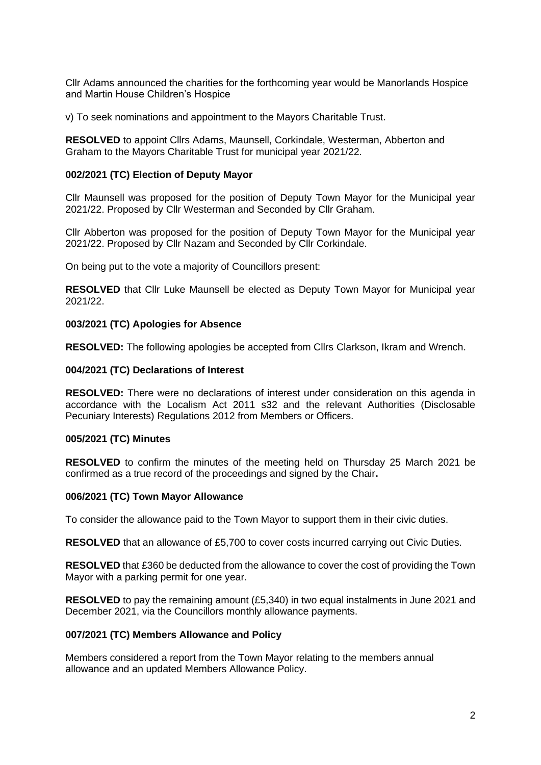Cllr Adams announced the charities for the forthcoming year would be Manorlands Hospice and Martin House Children's Hospice

v) To seek nominations and appointment to the Mayors Charitable Trust.

**RESOLVED** to appoint Cllrs Adams, Maunsell, Corkindale, Westerman, Abberton and Graham to the Mayors Charitable Trust for municipal year 2021/22.

**002/2021 (TC) Election of Deputy Mayor**

Cllr Maunsell was proposed for the position of Deputy Town Mayor for the Municipal year 2021/22. Proposed by Cllr Westerman and Seconded by Cllr Graham.

Cllr Abberton was proposed for the position of Deputy Town Mayor for the Municipal year 2021/22. Proposed by Cllr Nazam and Seconded by Cllr Corkindale.

On being put to the vote a majority of Councillors present:

**RESOLVED** that Cllr Luke Maunsell be elected as Deputy Town Mayor for Municipal year 2021/22.

**003/2021 (TC) Apologies for Absence**

**RESOLVED:** The following apologies be accepted from Cllrs Clarkson, Ikram and Wrench.

**004/2021 (TC) Declarations of Interest**

**RESOLVED:** There were no declarations of interest under consideration on this agenda in accordance with the Localism Act 2011 s32 and the relevant Authorities (Disclosable Pecuniary Interests) Regulations 2012 from Members or Officers.

**005/2021 (TC) Minutes**

**RESOLVED** to confirm the minutes of the meeting held on Thursday 25 March 2021 be confirmed as a true record of the proceedings and signed by the Chair**.**

**006/2021 (TC) Town Mayor Allowance**

To consider the allowance paid to the Town Mayor to support them in their civic duties.

**RESOLVED** that an allowance of £5,700 to cover costs incurred carrying out Civic Duties.

**RESOLVED** that £360 be deducted from the allowance to cover the cost of providing the Town Mayor with a parking permit for one year.

**RESOLVED** to pay the remaining amount (£5,340) in two equal instalments in June 2021 and December 2021, via the Councillors monthly allowance payments.

**007/2021 (TC) Members Allowance and Policy**

Members considered a report from the Town Mayor relating to the members annual allowance and an updated Members Allowance Policy.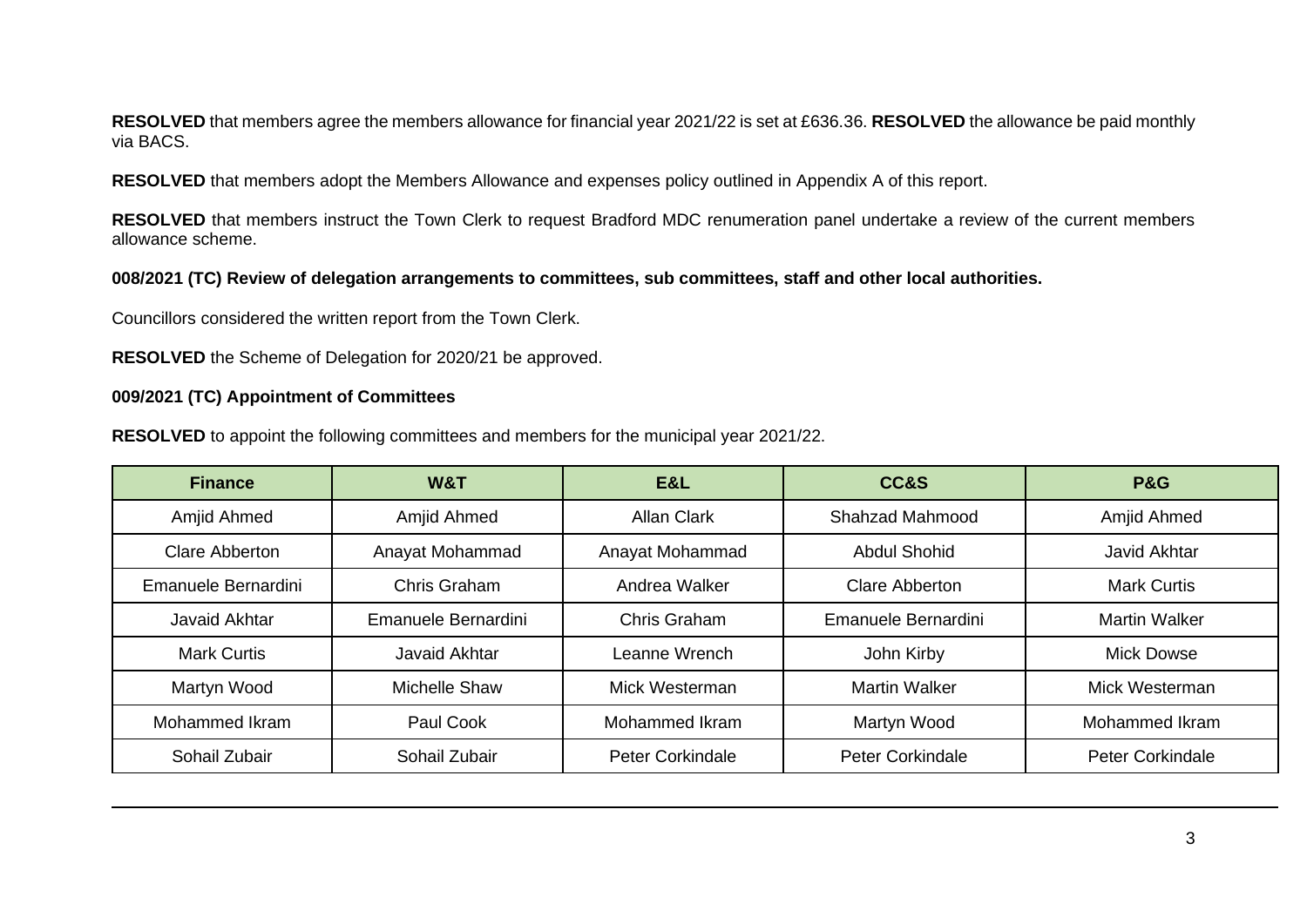**RESOLVED** that members agree the members allowance for financial year 2021/22 is set at £636.36. **RESOLVED** the allowance be paid monthly via BACS.

**RESOLVED** that members adopt the Members Allowance and expenses policy outlined in Appendix A of this report.

**RESOLVED** that members instruct the Town Clerk to request Bradford MDC renumeration panel undertake a review of the current members allowance scheme.

**008/2021 (TC) Review of delegation arrangements to committees, sub committees, staff and other local authorities.**

Councillors considered the written report from the Town Clerk.

**RESOLVED** the Scheme of Delegation for 2020/21 be approved.

**009/2021 (TC) Appointment of Committees**

**RESOLVED** to appoint the following committees and members for the municipal year 2021/22.

| Finance | W&T | E&L | CC&S | P&G |
|---|---|---|---|---|
| Amjid Ahmed | Amjid Ahmed | Allan Clark | Shahzad Mahmood | Amjid Ahmed |
| Clare Abberton | Anayat Mohammad | Anayat Mohammad | Abdul Shohid | Javid Akhtar |
| Emanuele Bernardini | Chris Graham | Andrea Walker | Clare Abberton | Mark Curtis |
| Javaid Akhtar | Emanuele Bernardini | Chris Graham | Emanuele Bernardini | Martin Walker |
| Mark Curtis | Javaid Akhtar | Leanne Wrench | John Kirby | Mick Dowse |
| Martyn Wood | Michelle Shaw | Mick Westerman | Martin Walker | Mick Westerman |
| Mohammed Ikram | Paul Cook | Mohammed Ikram | Martyn Wood | Mohammed Ikram |
| Sohail Zubair | Sohail Zubair | Peter Corkindale | Peter Corkindale | Peter Corkindale |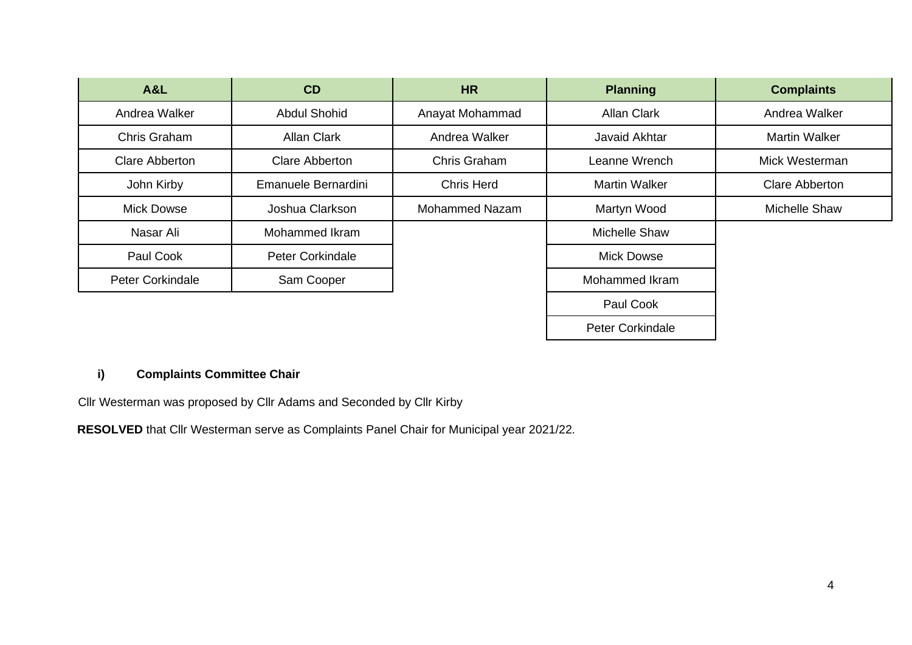| A&L | CD | HR | Planning | Complaints |
| --- | --- | --- | --- | --- |
| Andrea Walker | Abdul Shohid | Anayat Mohammad | Allan Clark | Andrea Walker |
| Chris Graham | Allan Clark | Andrea Walker | Javaid Akhtar | Martin Walker |
| Clare Abberton | Clare Abberton | Chris Graham | Leanne Wrench | Mick Westerman |
| John Kirby | Emanuele Bernardini | Chris Herd | Martin Walker | Clare Abberton |
| Mick Dowse | Joshua Clarkson | Mohammed Nazam | Martyn Wood | Michelle Shaw |
| Nasar Ali | Mohammed Ikram | | Michelle Shaw | |
| Paul Cook | Peter Corkindale | | Mick Dowse | |
| Peter Corkindale | Sam Cooper | | Mohammed Ikram | |
| | | | Paul Cook | |
| | | | Peter Corkindale | |

**i) Complaints Committee Chair**

Cllr Westerman was proposed by Cllr Adams and Seconded by Cllr Kirby

**RESOLVED** that Cllr Westerman serve as Complaints Panel Chair for Municipal year 2021/22.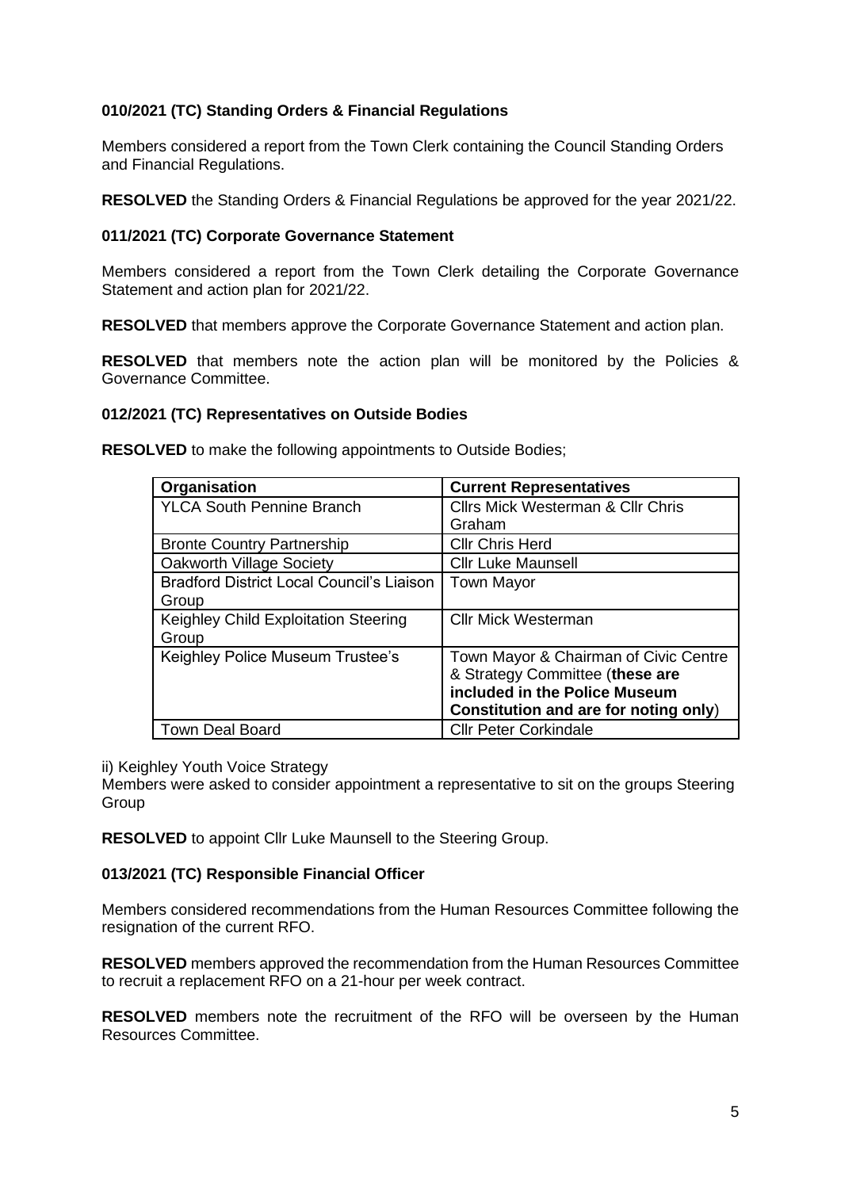**010/2021 (TC) Standing Orders & Financial Regulations**

Members considered a report from the Town Clerk containing the Council Standing Orders and Financial Regulations.

**RESOLVED** the Standing Orders & Financial Regulations be approved for the year 2021/22.

**011/2021 (TC) Corporate Governance Statement**

Members considered a report from the Town Clerk detailing the Corporate Governance Statement and action plan for 2021/22.

**RESOLVED** that members approve the Corporate Governance Statement and action plan.

**RESOLVED** that members note the action plan will be monitored by the Policies & Governance Committee.

**012/2021 (TC) Representatives on Outside Bodies**

**RESOLVED** to make the following appointments to Outside Bodies;

| Organisation | Current Representatives |
|---|---|
| YLCA South Pennine Branch | Cllrs Mick Westerman & Cllr Chris Graham |
| Bronte Country Partnership | Cllr Chris Herd |
| Oakworth Village Society | Cllr Luke Maunsell |
| Bradford District Local Council's Liaison Group | Town Mayor |
| Keighley Child Exploitation Steering Group | Cllr Mick Westerman |
| Keighley Police Museum Trustee's | Town Mayor & Chairman of Civic Centre & Strategy Committee (**these are included in the Police Museum Constitution and are for noting only**) |
| Town Deal Board | Cllr Peter Corkindale |

ii) Keighley Youth Voice Strategy
Members were asked to consider appointment a representative to sit on the groups Steering Group

**RESOLVED** to appoint Cllr Luke Maunsell to the Steering Group.

**013/2021 (TC) Responsible Financial Officer**

Members considered recommendations from the Human Resources Committee following the resignation of the current RFO.

**RESOLVED** members approved the recommendation from the Human Resources Committee to recruit a replacement RFO on a 21-hour per week contract.

**RESOLVED** members note the recruitment of the RFO will be overseen by the Human Resources Committee.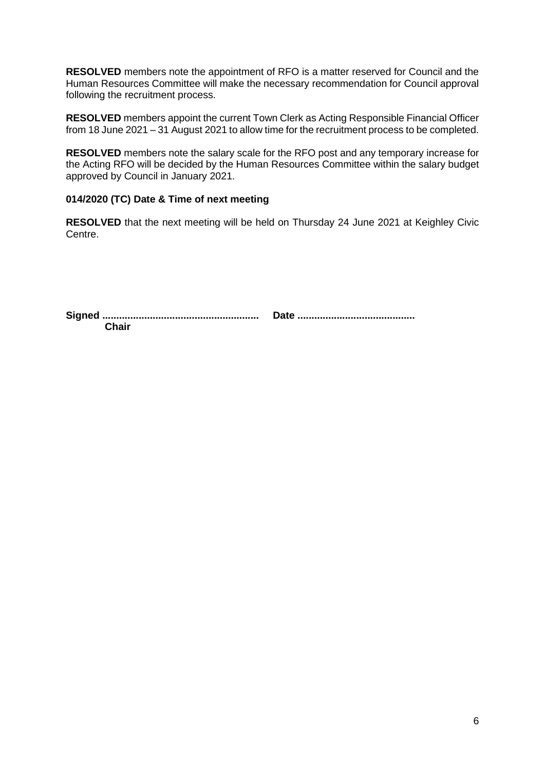**RESOLVED** members note the appointment of RFO is a matter reserved for Council and the Human Resources Committee will make the necessary recommendation for Council approval following the recruitment process.

**RESOLVED** members appoint the current Town Clerk as Acting Responsible Financial Officer from 18 June 2021 – 31 August 2021 to allow time for the recruitment process to be completed.

**RESOLVED** members note the salary scale for the RFO post and any temporary increase for the Acting RFO will be decided by the Human Resources Committee within the salary budget approved by Council in January 2021.

**014/2020 (TC) Date & Time of next meeting**

**RESOLVED** that the next meeting will be held on Thursday 24 June 2021 at Keighley Civic Centre.

**Signed ....................................................... Date .........................................**
**Chair**